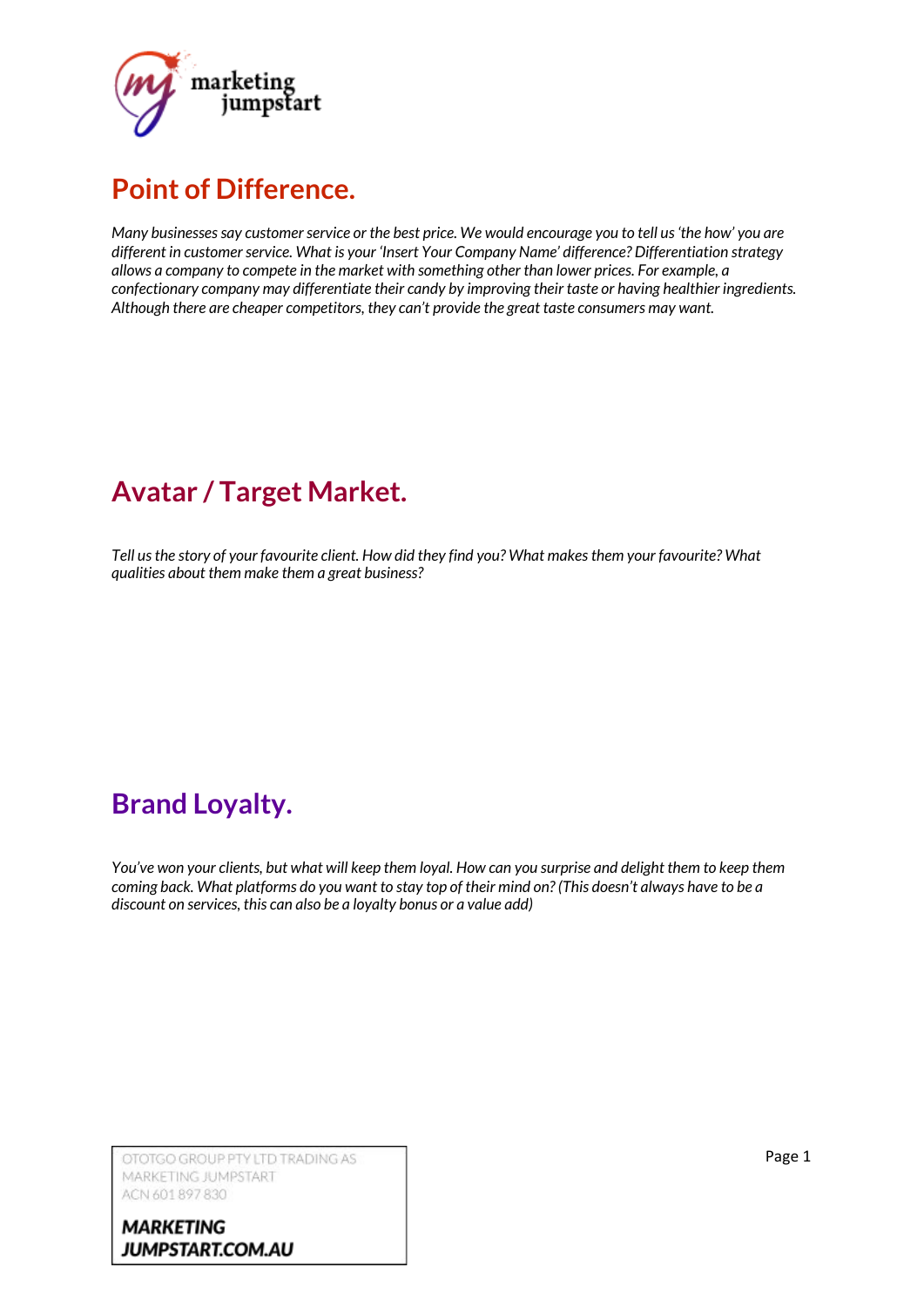## Point of Difference.

*Many businesses say customer service or the best price. We would encourage you to tell us 'the how' you are different in customer service. What is your 'Insert Your Company Name' difference? Differentiation strategy allows a company to compete in the market with something other than lower prices. For example, a confectionary company may differentiate their candy by improving their taste or having healthier ingredients. Although there are cheaper competitors, they can't provide the great taste consumers may want.*

## Avatar / Target Market.

*Tell us the story of your favourite client. How did they find you? What makes them your favourite? What qualities about them make them a great business?*

## Brand Loyalty.

*You've won your clients, but what will keep them loyal. How can you surprise and delight them to keep them coming back. What platforms do you want to stay top of their mind on? (This doesn't always have to be a discount on services, this can also be a loyalty bonus or a value add)*

OTOTGO GROUP PTY LTD TRADING AS MARKETING JUMPSTART
ACN 601 897 830

**MARKETING JUMPSTART.COM.AU**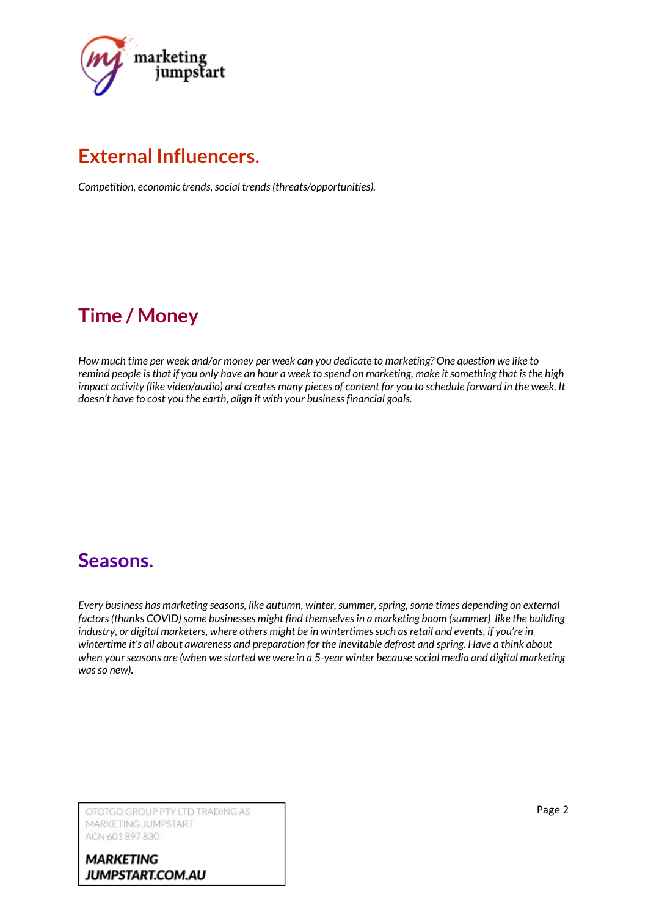## External Influencers.

*Competition, economic trends, social trends (threats/opportunities).*

## Time / Money

*How much time per week and/or money per week can you dedicate to marketing? One question we like to remind people is that if you only have an hour a week to spend on marketing, make it something that is the high impact activity (like video/audio) and creates many pieces of content for you to schedule forward in the week. It doesn't have to cost you the earth, align it with your business financial goals.*

## Seasons.

*Every business has marketing seasons, like autumn, winter, summer, spring, some times depending on external factors (thanks COVID) some businesses might find themselves in a marketing boom (summer) like the building industry, or digital marketers, where others might be in wintertimes such as retail and events, if you're in wintertime it's all about awareness and preparation for the inevitable defrost and spring. Have a think about when your seasons are (when we started we were in a 5-year winter because social media and digital marketing was so new).*

OTOTGO GROUP PTY LTD TRADING AS MARKETING JUMPSTART
ACN 601 897 830

**MARKETING JUMPSTART.COM.AU**